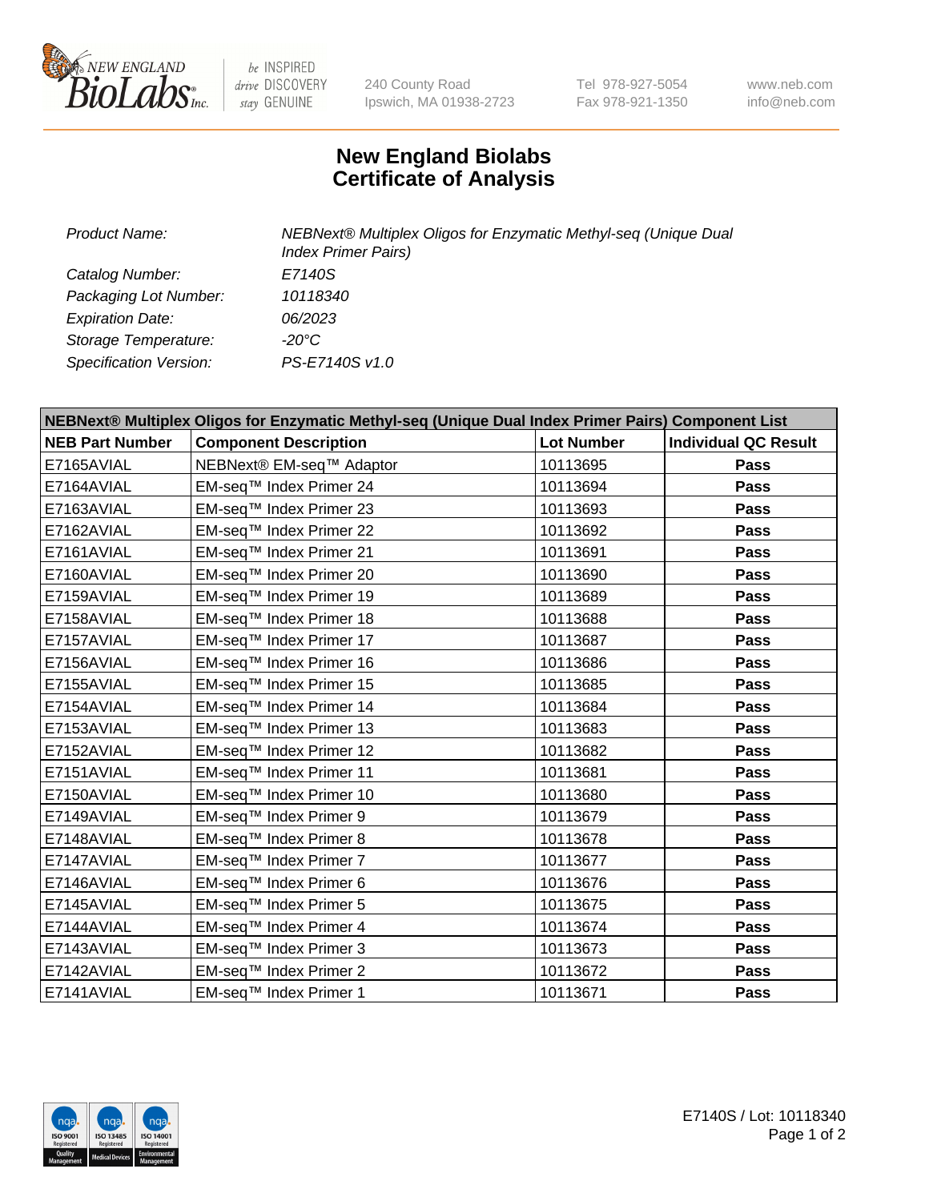# New England Biolabs
# Certificate of Analysis

*Product Name:* *NEBNext® Multiplex Oligos for Enzymatic Methyl-seq (Unique Dual Index Primer Pairs)*

*Catalog Number:* *E7140S*

*Packaging Lot Number:* *10118340*

*Expiration Date:* *06/2023*

*Storage Temperature:* *-20°C*

*Specification Version:* *PS-E7140S v1.0*

| NEBNext® Multiplex Oligos for Enzymatic Methyl-seq (Unique Dual Index Primer Pairs) Component List | | | |
|---|---|---|---|
| **NEB Part Number** | **Component Description** | **Lot Number** | **Individual QC Result** |
| E7165AVIAL | NEBNext® EM-seq™ Adaptor | 10113695 | **Pass** |
| E7164AVIAL | EM-seq™ Index Primer 24 | 10113694 | **Pass** |
| E7163AVIAL | EM-seq™ Index Primer 23 | 10113693 | **Pass** |
| E7162AVIAL | EM-seq™ Index Primer 22 | 10113692 | **Pass** |
| E7161AVIAL | EM-seq™ Index Primer 21 | 10113691 | **Pass** |
| E7160AVIAL | EM-seq™ Index Primer 20 | 10113690 | **Pass** |
| E7159AVIAL | EM-seq™ Index Primer 19 | 10113689 | **Pass** |
| E7158AVIAL | EM-seq™ Index Primer 18 | 10113688 | **Pass** |
| E7157AVIAL | EM-seq™ Index Primer 17 | 10113687 | **Pass** |
| E7156AVIAL | EM-seq™ Index Primer 16 | 10113686 | **Pass** |
| E7155AVIAL | EM-seq™ Index Primer 15 | 10113685 | **Pass** |
| E7154AVIAL | EM-seq™ Index Primer 14 | 10113684 | **Pass** |
| E7153AVIAL | EM-seq™ Index Primer 13 | 10113683 | **Pass** |
| E7152AVIAL | EM-seq™ Index Primer 12 | 10113682 | **Pass** |
| E7151AVIAL | EM-seq™ Index Primer 11 | 10113681 | **Pass** |
| E7150AVIAL | EM-seq™ Index Primer 10 | 10113680 | **Pass** |
| E7149AVIAL | EM-seq™ Index Primer 9 | 10113679 | **Pass** |
| E7148AVIAL | EM-seq™ Index Primer 8 | 10113678 | **Pass** |
| E7147AVIAL | EM-seq™ Index Primer 7 | 10113677 | **Pass** |
| E7146AVIAL | EM-seq™ Index Primer 6 | 10113676 | **Pass** |
| E7145AVIAL | EM-seq™ Index Primer 5 | 10113675 | **Pass** |
| E7144AVIAL | EM-seq™ Index Primer 4 | 10113674 | **Pass** |
| E7143AVIAL | EM-seq™ Index Primer 3 | 10113673 | **Pass** |
| E7142AVIAL | EM-seq™ Index Primer 2 | 10113672 | **Pass** |
| E7141AVIAL | EM-seq™ Index Primer 1 | 10113671 | **Pass** |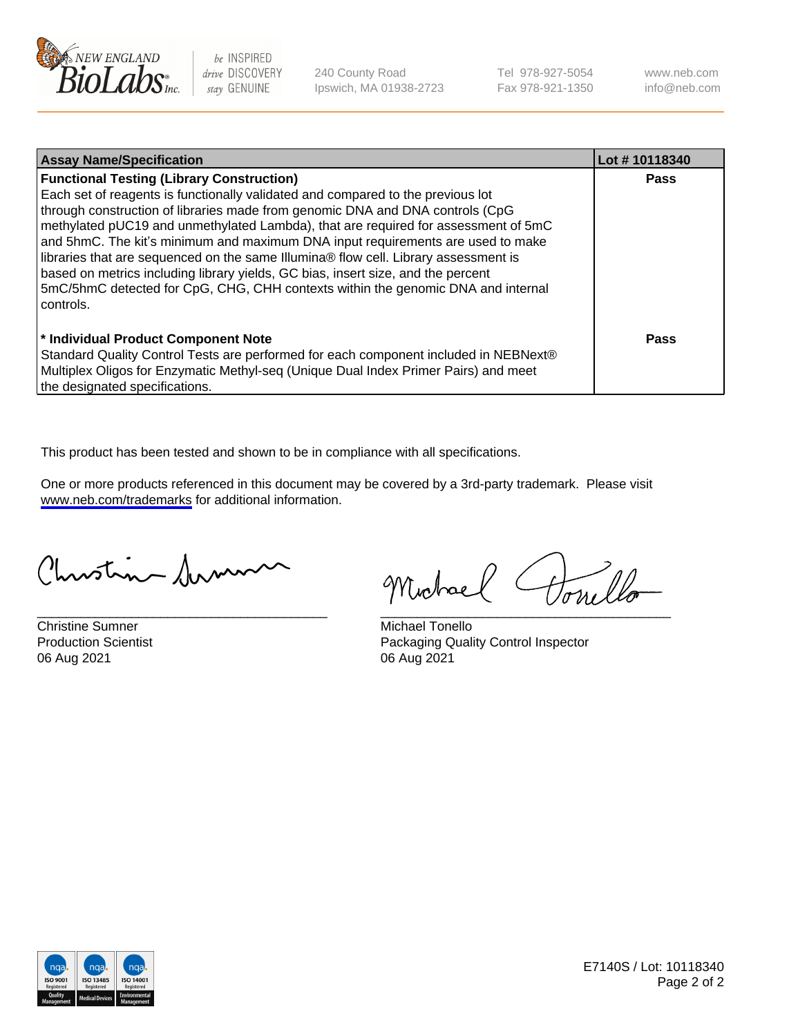240 County Road
Ipswich, MA 01938-2723

Tel 978-927-5054
Fax 978-921-1350

www.neb.com
info@neb.com

| Assay Name/Specification | Lot # 10118340 |
|---|---|
| **Functional Testing (Library Construction)**<br>Each set of reagents is functionally validated and compared to the previous lot through construction of libraries made from genomic DNA and DNA controls (CpG methylated pUC19 and unmethylated Lambda), that are required for assessment of 5mC and 5hmC. The kit's minimum and maximum DNA input requirements are used to make libraries that are sequenced on the same Illumina® flow cell. Library assessment is based on metrics including library yields, GC bias, insert size, and the percent 5mC/5hmC detected for CpG, CHG, CHH contexts within the genomic DNA and internal controls. | **Pass** |
| **\* Individual Product Component Note**<br>Standard Quality Control Tests are performed for each component included in NEBNext® Multiplex Oligos for Enzymatic Methyl-seq (Unique Dual Index Primer Pairs) and meet the designated specifications. | **Pass** |

This product has been tested and shown to be in compliance with all specifications.

One or more products referenced in this document may be covered by a 3rd-party trademark. Please visit www.neb.com/trademarks for additional information.

Christine Sumner
Production Scientist
06 Aug 2021

Michael Tonello
Packaging Quality Control Inspector
06 Aug 2021

E7140S / Lot: 10118340